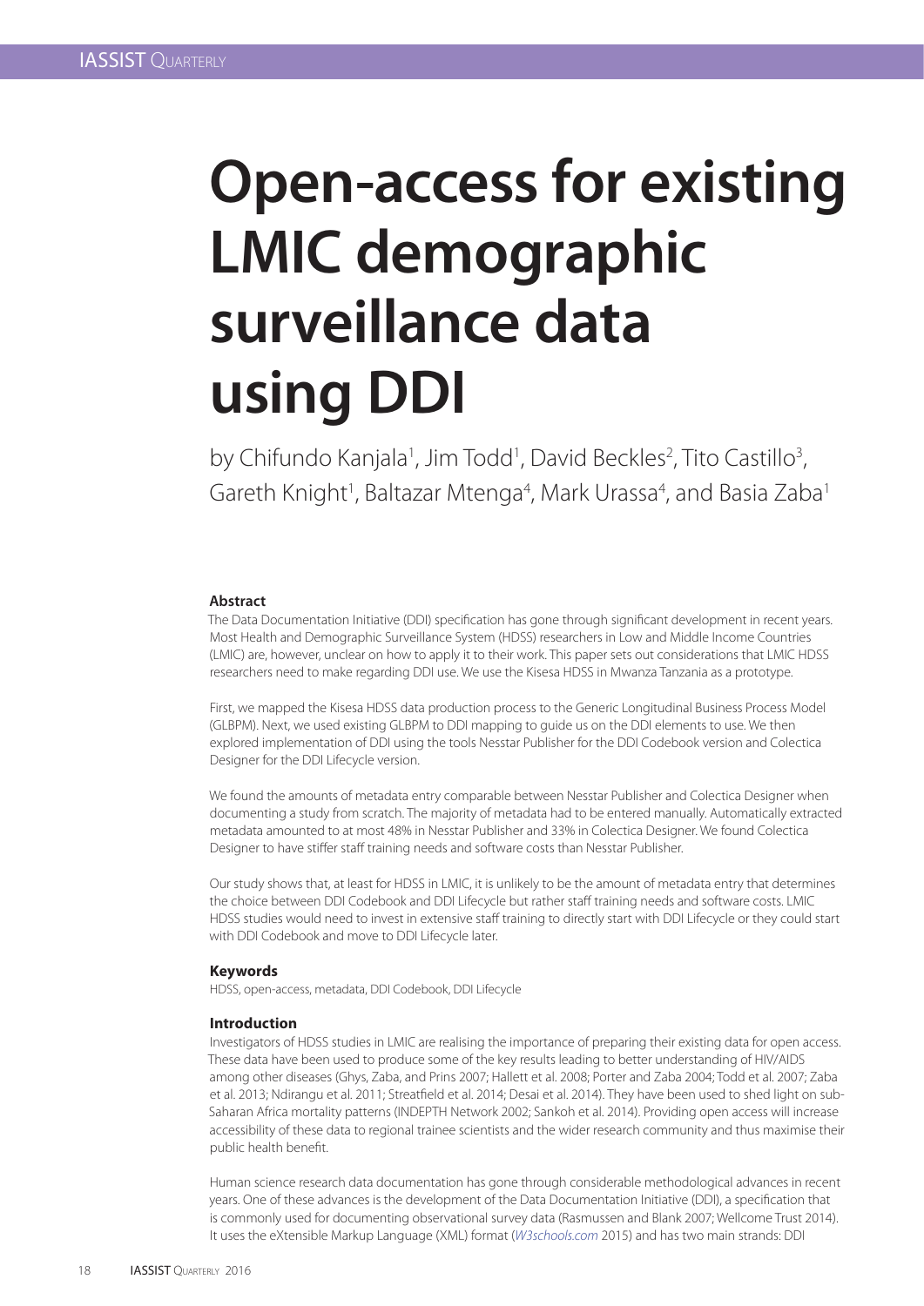# Open-access for existing LMIC demographic surveillance data using DDI

by Chifundo Kanjala[1], Jim Todd[1], David Beckles[2], Tito Castillo[3], Gareth Knight[1], Baltazar Mtenga[4], Mark Urassa[4], and Basia Zaba[1]

### Abstract

The Data Documentation Initiative (DDI) specification has gone through significant development in recent years. Most Health and Demographic Surveillance System (HDSS) researchers in Low and Middle Income Countries (LMIC) are, however, unclear on how to apply it to their work. This paper sets out considerations that LMIC HDSS researchers need to make regarding DDI use. We use the Kisesa HDSS in Mwanza Tanzania as a prototype.

First, we mapped the Kisesa HDSS data production process to the Generic Longitudinal Business Process Model (GLBPM). Next, we used existing GLBPM to DDI mapping to guide us on the DDI elements to use. We then explored implementation of DDI using the tools Nesstar Publisher for the DDI Codebook version and Colectica Designer for the DDI Lifecycle version.

We found the amounts of metadata entry comparable between Nesstar Publisher and Colectica Designer when documenting a study from scratch. The majority of metadata had to be entered manually. Automatically extracted metadata amounted to at most 48% in Nesstar Publisher and 33% in Colectica Designer. We found Colectica Designer to have stiffer staff training needs and software costs than Nesstar Publisher.

Our study shows that, at least for HDSS in LMIC, it is unlikely to be the amount of metadata entry that determines the choice between DDI Codebook and DDI Lifecycle but rather staff training needs and software costs. LMIC HDSS studies would need to invest in extensive staff training to directly start with DDI Lifecycle or they could start with DDI Codebook and move to DDI Lifecycle later.

### Keywords

HDSS, open-access, metadata, DDI Codebook, DDI Lifecycle

### Introduction

Investigators of HDSS studies in LMIC are realising the importance of preparing their existing data for open access. These data have been used to produce some of the key results leading to better understanding of HIV/AIDS among other diseases (Ghys, Zaba, and Prins 2007; Hallett et al. 2008; Porter and Zaba 2004; Todd et al. 2007; Zaba et al. 2013; Ndirangu et al. 2011; Streatfield et al. 2014; Desai et al. 2014). They have been used to shed light on sub-Saharan Africa mortality patterns (INDEPTH Network 2002; Sankoh et al. 2014). Providing open access will increase accessibility of these data to regional trainee scientists and the wider research community and thus maximise their public health benefit.

Human science research data documentation has gone through considerable methodological advances in recent years. One of these advances is the development of the Data Documentation Initiative (DDI), a specification that is commonly used for documenting observational survey data (Rasmussen and Blank 2007; Wellcome Trust 2014). It uses the eXtensible Markup Language (XML) format (*W3schools.com* 2015) and has two main strands: DDI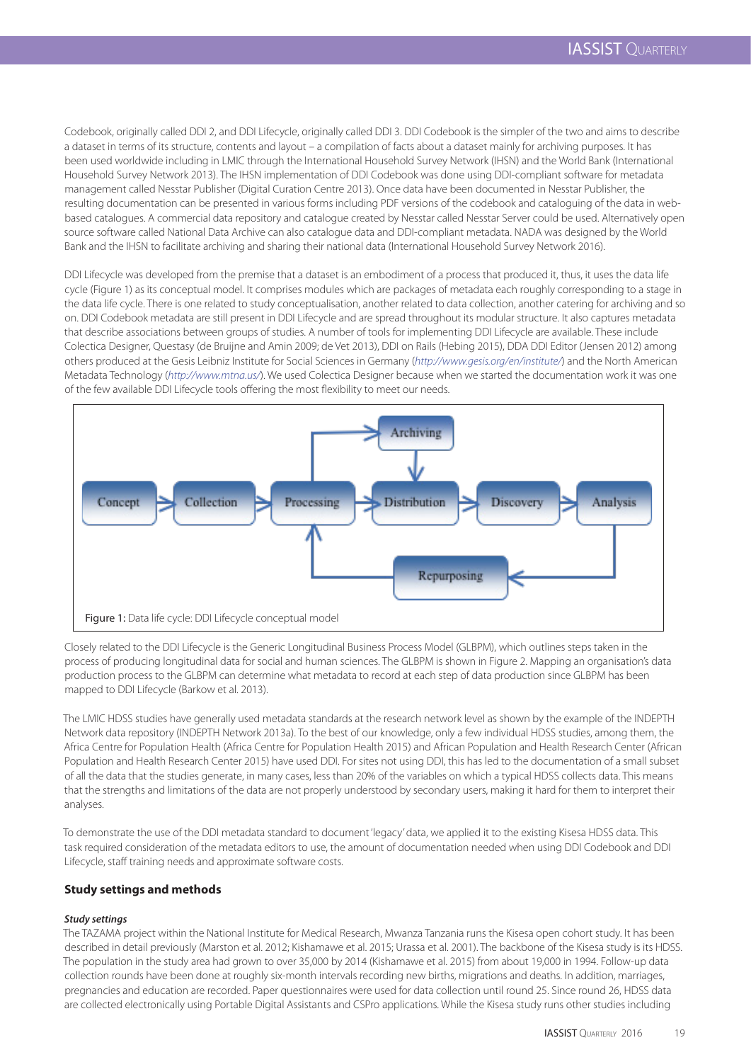Codebook, originally called DDI 2, and DDI Lifecycle, originally called DDI 3. DDI Codebook is the simpler of the two and aims to describe a dataset in terms of its structure, contents and layout – a compilation of facts about a dataset mainly for archiving purposes. It has been used worldwide including in LMIC through the International Household Survey Network (IHSN) and the World Bank (International Household Survey Network 2013). The IHSN implementation of DDI Codebook was done using DDI-compliant software for metadata management called Nesstar Publisher (Digital Curation Centre 2013). Once data have been documented in Nesstar Publisher, the resulting documentation can be presented in various forms including PDF versions of the codebook and cataloguing of the data in web-based catalogues. A commercial data repository and catalogue created by Nesstar called Nesstar Server could be used. Alternatively open source software called National Data Archive can also catalogue data and DDI-compliant metadata. NADA was designed by the World Bank and the IHSN to facilitate archiving and sharing their national data (International Household Survey Network 2016).

DDI Lifecycle was developed from the premise that a dataset is an embodiment of a process that produced it, thus, it uses the data life cycle (Figure 1) as its conceptual model. It comprises modules which are packages of metadata each roughly corresponding to a stage in the data life cycle. There is one related to study conceptualisation, another related to data collection, another catering for archiving and so on. DDI Codebook metadata are still present in DDI Lifecycle and are spread throughout its modular structure. It also captures metadata that describe associations between groups of studies. A number of tools for implementing DDI Lifecycle are available. These include Colectica Designer, Questasy (de Bruijne and Amin 2009; de Vet 2013), DDI on Rails (Hebing 2015), DDA DDI Editor (Jensen 2012) among others produced at the Gesis Leibniz Institute for Social Sciences in Germany (*http://www.gesis.org/en/institute/*) and the North American Metadata Technology (*http://www.mtna.us/*). We used Colectica Designer because when we started the documentation work it was one of the few available DDI Lifecycle tools offering the most flexibility to meet our needs.

Archiving → Distribution; Concept → Collection → Processing → Distribution → Discovery → Analysis; Processing → Archiving; Analysis → Repurposing → Processing

Figure 1: Data life cycle: DDI Lifecycle conceptual model

Closely related to the DDI Lifecycle is the Generic Longitudinal Business Process Model (GLBPM), which outlines steps taken in the process of producing longitudinal data for social and human sciences. The GLBPM is shown in Figure 2. Mapping an organisation's data production process to the GLBPM can determine what metadata to record at each step of data production since GLBPM has been mapped to DDI Lifecycle (Barkow et al. 2013).

The LMIC HDSS studies have generally used metadata standards at the research network level as shown by the example of the INDEPTH Network data repository (INDEPTH Network 2013a). To the best of our knowledge, only a few individual HDSS studies, among them, the Africa Centre for Population Health (Africa Centre for Population Health 2015) and African Population and Health Research Center (African Population and Health Research Center 2015) have used DDI. For sites not using DDI, this has led to the documentation of a small subset of all the data that the studies generate, in many cases, less than 20% of the variables on which a typical HDSS collects data. This means that the strengths and limitations of the data are not properly understood by secondary users, making it hard for them to interpret their analyses.

To demonstrate the use of the DDI metadata standard to document 'legacy' data, we applied it to the existing Kisesa HDSS data. This task required consideration of the metadata editors to use, the amount of documentation needed when using DDI Codebook and DDI Lifecycle, staff training needs and approximate software costs.

## Study settings and methods

### *Study settings*

The TAZAMA project within the National Institute for Medical Research, Mwanza Tanzania runs the Kisesa open cohort study. It has been described in detail previously (Marston et al. 2012; Kishamawe et al. 2015; Urassa et al. 2001). The backbone of the Kisesa study is its HDSS. The population in the study area had grown to over 35,000 by 2014 (Kishamawe et al. 2015) from about 19,000 in 1994. Follow-up data collection rounds have been done at roughly six-month intervals recording new births, migrations and deaths. In addition, marriages, pregnancies and education are recorded. Paper questionnaires were used for data collection until round 25. Since round 26, HDSS data are collected electronically using Portable Digital Assistants and CSPro applications. While the Kisesa study runs other studies including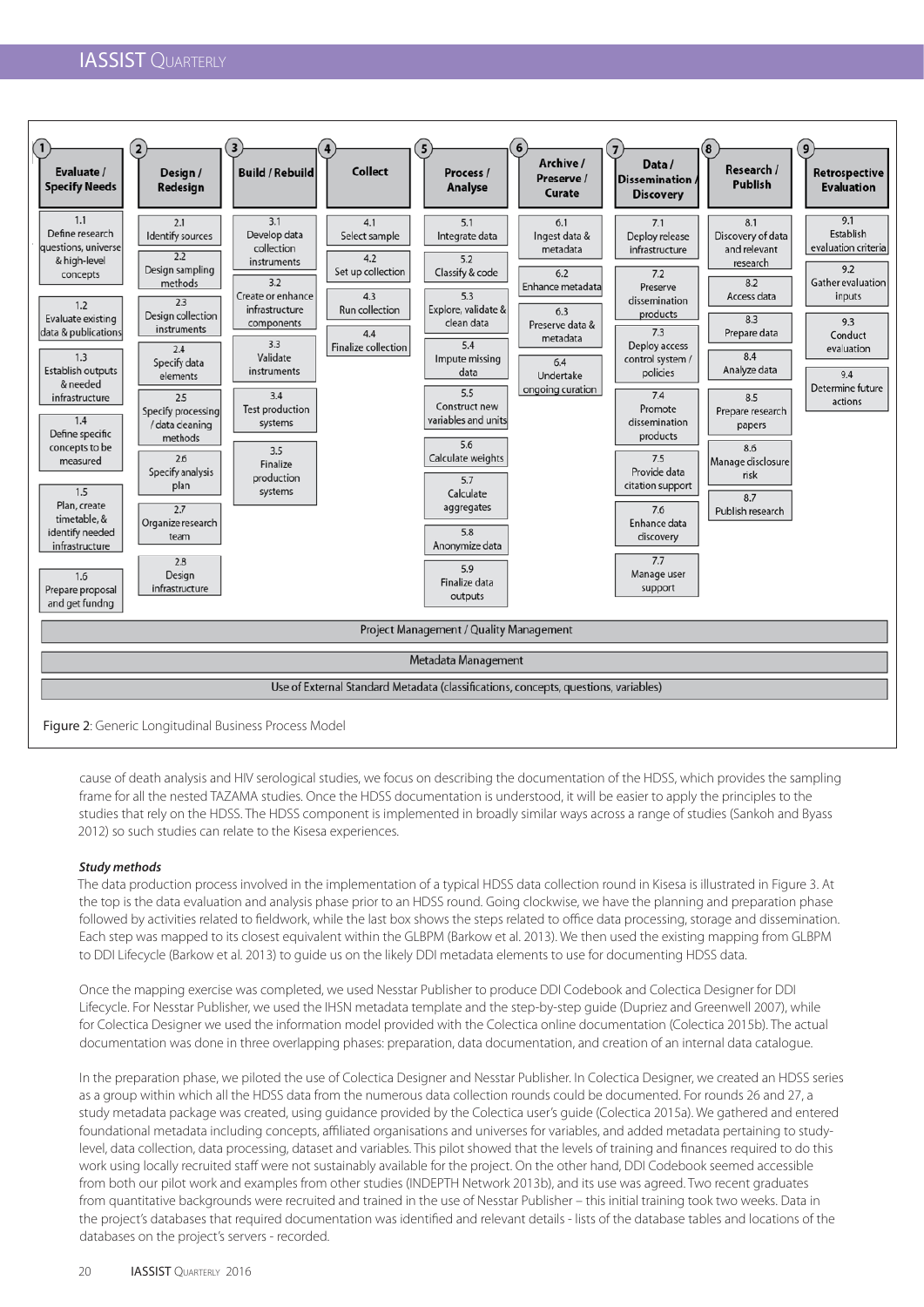| 1 Evaluate / Specify Needs | 2 Design / Redesign | 3 Build / Rebuild | 4 Collect | 5 Process / Analyse | 6 Archive / Preserve / Curate | 7 Data / Dissemination / Discovery | 8 Research / Publish | 9 Retrospective Evaluation |
|---|---|---|---|---|---|---|---|---|
| 1.1 Define research questions, universe & high-level concepts | 2.1 Identify sources | 3.1 Develop data collection instruments | 4.1 Select sample | 5.1 Integrate data | 6.1 Ingest data & metadata | 7.1 Deploy release infrastructure | 8.1 Discovery of data and relevant research | 9.1 Establish evaluation criteria |
| 1.2 Evaluate existing data & publications | 2.2 Design sampling methods | 3.2 Create or enhance infrastructure components | 4.2 Set up collection | 5.2 Classify & code | 6.2 Enhance metadata | 7.2 Preserve dissemination products | 8.2 Access data | 9.2 Gather evaluation inputs |
| 1.3 Establish outputs & needed infrastructure | 2.3 Design collection instruments | 3.3 Validate instruments | 4.3 Run collection | 5.3 Explore, validate & clean data | 6.3 Preserve data & metadata | 7.3 Deploy access control system / policies | 8.3 Prepare data | 9.3 Conduct evaluation |
| 1.4 Define specific concepts to be measured | 2.4 Specify data elements | 3.4 Test production systems | 4.4 Finalize collection | 5.4 Impute missing data | 6.4 Undertake ongoing curation | 7.4 Promote dissemination products | 8.4 Analyze data | 9.4 Determine future actions |
| 1.5 Plan, create timetable, & identify needed infrastructure | 2.5 Specify processing / data cleaning methods | 3.5 Finalize production systems | | 5.5 Construct new variables and units | | 7.5 Provide data citation support | 8.5 Prepare research papers | |
| 1.6 Prepare proposal and get fundng | 2.6 Specify analysis plan | | | 5.6 Calculate weights | | 7.6 Enhance data discovery | 8.6 Manage disclosure risk | |
| | 2.7 Organize research team | | | 5.7 Calculate aggregates | | 7.7 Manage user support | 8.7 Publish research | |
| | 2.8 Design infrastructure | | | 5.8 Anonymize data | | | | |
| | | | | 5.9 Finalize data outputs | | | | |

Project Management / Quality Management

Metadata Management

Use of External Standard Metadata (classifications, concepts, questions, variables)

Figure 2: Generic Longitudinal Business Process Model

cause of death analysis and HIV serological studies, we focus on describing the documentation of the HDSS, which provides the sampling frame for all the nested TAZAMA studies. Once the HDSS documentation is understood, it will be easier to apply the principles to the studies that rely on the HDSS. The HDSS component is implemented in broadly similar ways across a range of studies (Sankoh and Byass 2012) so such studies can relate to the Kisesa experiences.

***Study methods***

The data production process involved in the implementation of a typical HDSS data collection round in Kisesa is illustrated in Figure 3. At the top is the data evaluation and analysis phase prior to an HDSS round. Going clockwise, we have the planning and preparation phase followed by activities related to fieldwork, while the last box shows the steps related to office data processing, storage and dissemination. Each step was mapped to its closest equivalent within the GLBPM (Barkow et al. 2013). We then used the existing mapping from GLBPM to DDI Lifecycle (Barkow et al. 2013) to guide us on the likely DDI metadata elements to use for documenting HDSS data.

Once the mapping exercise was completed, we used Nesstar Publisher to produce DDI Codebook and Colectica Designer for DDI Lifecycle. For Nesstar Publisher, we used the IHSN metadata template and the step-by-step guide (Dupriez and Greenwell 2007), while for Colectica Designer we used the information model provided with the Colectica online documentation (Colectica 2015b). The actual documentation was done in three overlapping phases: preparation, data documentation, and creation of an internal data catalogue.

In the preparation phase, we piloted the use of Colectica Designer and Nesstar Publisher. In Colectica Designer, we created an HDSS series as a group within which all the HDSS data from the numerous data collection rounds could be documented. For rounds 26 and 27, a study metadata package was created, using guidance provided by the Colectica user's guide (Colectica 2015a). We gathered and entered foundational metadata including concepts, affiliated organisations and universes for variables, and added metadata pertaining to study-level, data collection, data processing, dataset and variables. This pilot showed that the levels of training and finances required to do this work using locally recruited staff were not sustainably available for the project. On the other hand, DDI Codebook seemed accessible from both our pilot work and examples from other studies (INDEPTH Network 2013b), and its use was agreed. Two recent graduates from quantitative backgrounds were recruited and trained in the use of Nesstar Publisher – this initial training took two weeks. Data in the project's databases that required documentation was identified and relevant details - lists of the database tables and locations of the databases on the project's servers - recorded.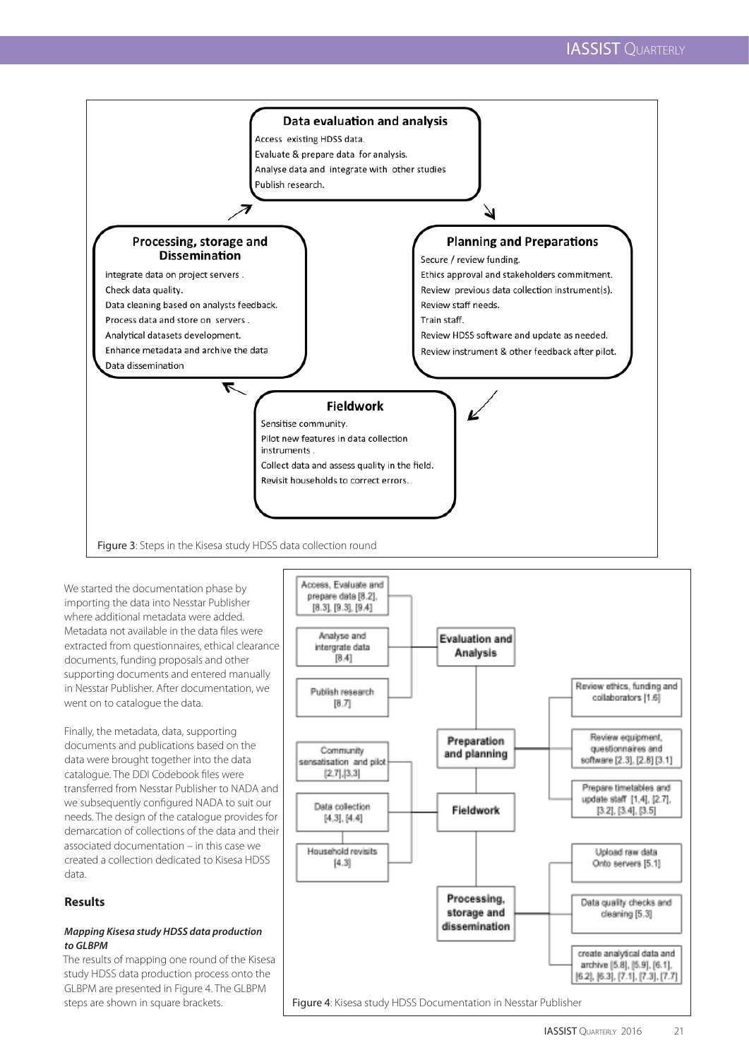**Data evaluation and analysis**

Access existing HDSS data.

Evaluate & prepare data for analysis.

Analyse data and integrate with other studies

Publish research.

**Planning and Preparations**

Secure / review funding.

Ethics approval and stakeholders commitment.

Review previous data collection instrument(s).

Review staff needs.

Train staff.

Review HDSS software and update as needed.

Review instrument & other feedback after pilot.

**Fieldwork**

Sensitise community.

Pilot new features in data collection instruments .

Collect data and assess quality in the field.

Revisit households to correct errors.

**Processing, storage and Dissemination**

integrate data on project servers .

Check data quality.

Data cleaning based on analysts feedback.

Process data and store on servers .

Analytical datasets development.

Enhance metadata and archive the data

Data dissemination

Figure 3: Steps in the Kisesa study HDSS data collection round

We started the documentation phase by importing the data into Nesstar Publisher where additional metadata were added. Metadata not available in the data files were extracted from questionnaires, ethical clearance documents, funding proposals and other supporting documents and entered manually in Nesstar Publisher. After documentation, we went on to catalogue the data.

Finally, the metadata, data, supporting documents and publications based on the data were brought together into the data catalogue. The DDI Codebook files were transferred from Nesstar Publisher to NADA and we subsequently configured NADA to suit our needs. The design of the catalogue provides for demarcation of collections of the data and their associated documentation – in this case we created a collection dedicated to Kisesa HDSS data.

## Results

***Mapping Kisesa study HDSS data production to GLBPM***

The results of mapping one round of the Kisesa study HDSS data production process onto the GLBPM are presented in Figure 4. The GLBPM steps are shown in square brackets.

**Evaluation and Analysis**
- Access, Evaluate and prepare data [8.2], [8.3], [9.3], [9.4]
- Analyse and intergrate data [8.4]
- Publish research [8.7]

**Preparation and planning**
- Review ethics, funding and collaborators [1.6]
- Review equipment, questionnaires and software [2.3], [2.8] [3.1]
- Prepare timetables and update staff [1.4], [2.7], [3.2], [3.4], [3.5]

**Fieldwork**
- Community sensatisation and pilot [2.7],[3.3]
- Data collection [4.3], [4.4]
- Household revisits [4.3]

**Processing, storage and dissemination**
- Upload raw data Onto servers [5.1]
- Data quality checks and cleaning [5.3]
- create analytical data and archive [5.8], [5.9], [6.1], [6.2], [6.3], [7.1], [7.3], [7.7]

Figure 4: Kisesa study HDSS Documentation in Nesstar Publisher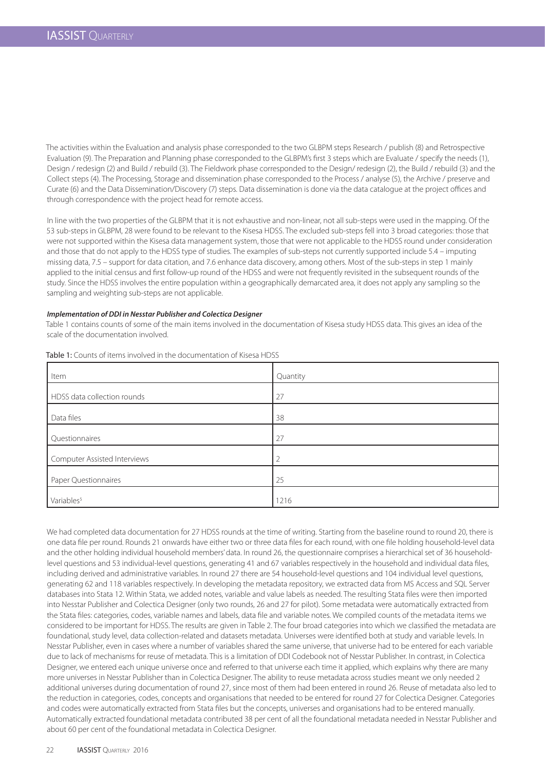The activities within the Evaluation and analysis phase corresponded to the two GLBPM steps Research / publish (8) and Retrospective Evaluation (9). The Preparation and Planning phase corresponded to the GLBPM's first 3 steps which are Evaluate / specify the needs (1), Design / redesign (2) and Build / rebuild (3). The Fieldwork phase corresponded to the Design/ redesign (2), the Build / rebuild (3) and the Collect steps (4). The Processing, Storage and dissemination phase corresponded to the Process / analyse (5), the Archive / preserve and Curate (6) and the Data Dissemination/Discovery (7) steps. Data dissemination is done via the data catalogue at the project offices and through correspondence with the project head for remote access.

In line with the two properties of the GLBPM that it is not exhaustive and non-linear, not all sub-steps were used in the mapping. Of the 53 sub-steps in GLBPM, 28 were found to be relevant to the Kisesa HDSS. The excluded sub-steps fell into 3 broad categories: those that were not supported within the Kisesa data management system, those that were not applicable to the HDSS round under consideration and those that do not apply to the HDSS type of studies. The examples of sub-steps not currently supported include 5.4 – imputing missing data, 7.5 – support for data citation, and 7.6 enhance data discovery, among others. Most of the sub-steps in step 1 mainly applied to the initial census and first follow-up round of the HDSS and were not frequently revisited in the subsequent rounds of the study. Since the HDSS involves the entire population within a geographically demarcated area, it does not apply any sampling so the sampling and weighting sub-steps are not applicable.

***Implementation of DDI in Nesstar Publisher and Colectica Designer***

Table 1 contains counts of some of the main items involved in the documentation of Kisesa study HDSS data. This gives an idea of the scale of the documentation involved.

Table 1: Counts of items involved in the documentation of Kisesa HDSS

| Item | Quantity |
|---|---|
| HDSS data collection rounds | 27 |
| Data files | 38 |
| Questionnaires | 27 |
| Computer Assisted Interviews | 2 |
| Paper Questionnaires | 25 |
| Variables[5] | 1216 |

We had completed data documentation for 27 HDSS rounds at the time of writing. Starting from the baseline round to round 20, there is one data file per round. Rounds 21 onwards have either two or three data files for each round, with one file holding household-level data and the other holding individual household members' data. In round 26, the questionnaire comprises a hierarchical set of 36 household-level questions and 53 individual-level questions, generating 41 and 67 variables respectively in the household and individual data files, including derived and administrative variables. In round 27 there are 54 household-level questions and 104 individual level questions, generating 62 and 118 variables respectively. In developing the metadata repository, we extracted data from MS Access and SQL Server databases into Stata 12. Within Stata, we added notes, variable and value labels as needed. The resulting Stata files were then imported into Nesstar Publisher and Colectica Designer (only two rounds, 26 and 27 for pilot). Some metadata were automatically extracted from the Stata files: categories, codes, variable names and labels, data file and variable notes. We compiled counts of the metadata items we considered to be important for HDSS. The results are given in Table 2. The four broad categories into which we classified the metadata are foundational, study level, data collection-related and datasets metadata. Universes were identified both at study and variable levels. In Nesstar Publisher, even in cases where a number of variables shared the same universe, that universe had to be entered for each variable due to lack of mechanisms for reuse of metadata. This is a limitation of DDI Codebook not of Nesstar Publisher. In contrast, in Colectica Designer, we entered each unique universe once and referred to that universe each time it applied, which explains why there are many more universes in Nesstar Publisher than in Colectica Designer. The ability to reuse metadata across studies meant we only needed 2 additional universes during documentation of round 27, since most of them had been entered in round 26. Reuse of metadata also led to the reduction in categories, codes, concepts and organisations that needed to be entered for round 27 for Colectica Designer. Categories and codes were automatically extracted from Stata files but the concepts, universes and organisations had to be entered manually. Automatically extracted foundational metadata contributed 38 per cent of all the foundational metadata needed in Nesstar Publisher and about 60 per cent of the foundational metadata in Colectica Designer.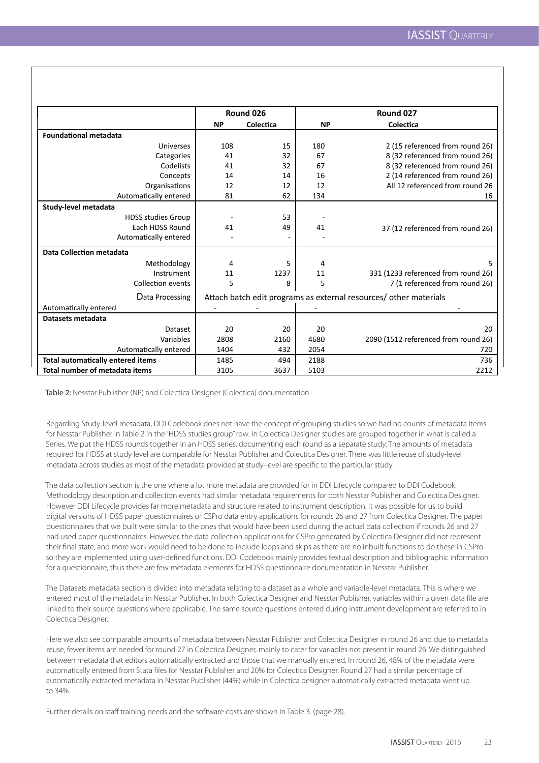| | Round 026 | | Round 027 | |
|---|---|---|---|---|
| | NP | Colectica | NP | Colectica |
| **Foundational metadata** | | | | |
| Universes | 108 | 15 | 180 | 2 (15 referenced from round 26) |
| Categories | 41 | 32 | 67 | 8 (32 referenced from round 26) |
| Codelists | 41 | 32 | 67 | 8 (32 referenced from round 26) |
| Concepts | 14 | 14 | 16 | 2 (14 referenced from round 26) |
| Organisations | 12 | 12 | 12 | All 12 referenced from round 26 |
| Automatically entered | 81 | 62 | 134 | 16 |
| **Study-level metadata** | | | | |
| HDSS studies Group | - | 53 | - | |
| Each HDSS Round | 41 | 49 | 41 | 37 (12 referenced from round 26) |
| Automatically entered | - | - | - | |
| **Data Collection metadata** | | | | |
| Methodology | 4 | 5 | 4 | 5 |
| Instrument | 11 | 1237 | 11 | 331 (1233 referenced from round 26) |
| Collection events | 5 | 8 | 5 | 7 (1 referenced from round 26) |
| Data Processing | Attach batch edit programs as external resources/ other materials | | | |
| Automatically entered | - | - | - | - |
| **Datasets metadata** | | | | |
| Dataset | 20 | 20 | 20 | 20 |
| Variables | 2808 | 2160 | 4680 | 2090 (1512 referenced from round 26) |
| Automatically entered | 1404 | 432 | 2054 | 720 |
| **Total automatically entered items** | 1485 | 494 | 2188 | 736 |
| **Total number of metadata items** | 3105 | 3637 | 5103 | 2212 |

Table 2: Nesstar Publisher (NP) and Colectica Designer (Colectica) documentation

Regarding Study-level metadata, DDI Codebook does not have the concept of grouping studies so we had no counts of metadata items for Nesstar Publisher in Table 2 in the "HDSS studies group" row. In Colectica Designer studies are grouped together in what is called a Series. We put the HDSS rounds together in an HDSS series, documenting each round as a separate study. The amounts of metadata required for HDSS at study level are comparable for Nesstar Publisher and Colectica Designer. There was little reuse of study-level metadata across studies as most of the metadata provided at study-level are specific to the particular study.

The data collection section is the one where a lot more metadata are provided for in DDI Lifecycle compared to DDI Codebook. Methodology description and collection events had similar metadata requirements for both Nesstar Publisher and Colectica Designer. However DDI Lifecycle provides far more metadata and structure related to instrument description. It was possible for us to build digital versions of HDSS paper questionnaires or CSPro data entry applications for rounds 26 and 27 from Colectica Designer. The paper questionnaires that we built were similar to the ones that would have been used during the actual data collection if rounds 26 and 27 had used paper questionnaires. However, the data collection applications for CSPro generated by Colectica Designer did not represent their final state, and more work would need to be done to include loops and skips as there are no inbuilt functions to do these in CSPro so they are implemented using user-defined functions. DDI Codebook mainly provides textual description and bibliographic information for a questionnaire, thus there are few metadata elements for HDSS questionnaire documentation in Nesstar Publisher.

The Datasets metadata section is divided into metadata relating to a dataset as a whole and variable-level metadata. This is where we entered most of the metadata in Nesstar Publisher. In both Colectica Designer and Nesstar Publisher, variables within a given data file are linked to their source questions where applicable. The same source questions entered during instrument development are referred to in Colectica Designer.

Here we also see comparable amounts of metadata between Nesstar Publisher and Colectica Designer in round 26 and due to metadata reuse, fewer items are needed for round 27 in Colectica Designer, mainly to cater for variables not present in round 26. We distinguished between metadata that editors automatically extracted and those that we manually entered. In round 26, 48% of the metadata were automatically entered from Stata files for Nesstar Publisher and 20% for Colectica Designer. Round 27 had a similar percentage of automatically extracted metadata in Nesstar Publisher (44%) while in Colectica designer automatically extracted metadata went up to 34%.

Further details on staff training needs and the software costs are shown in Table 3. (page 28).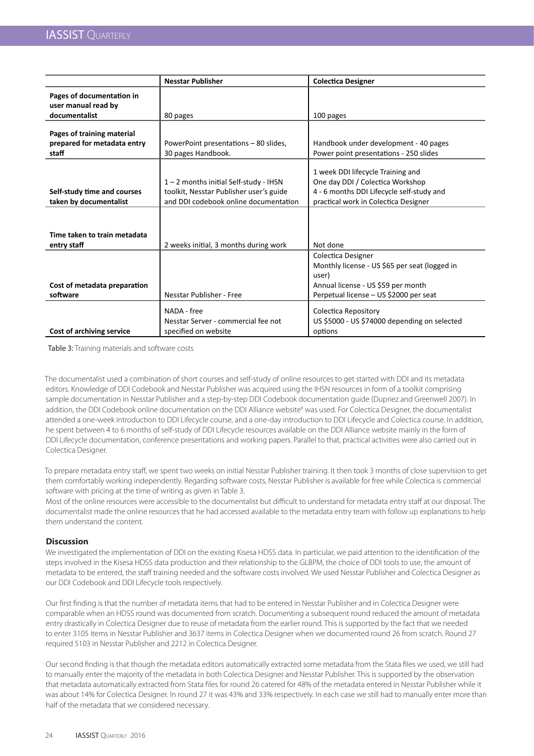| | Nesstar Publisher | Colectica Designer |
|---|---|---|
| **Pages of documentation in user manual read by documentalist** | 80 pages | 100 pages |
| **Pages of training material prepared for metadata entry staff** | PowerPoint presentations – 80 slides, 30 pages Handbook. | Handbook under development - 40 pages Power point presentations - 250 slides |
| **Self-study time and courses taken by documentalist** | 1 – 2 months initial Self-study - IHSN toolkit, Nesstar Publisher user's guide and DDI codebook online documentation | 1 week DDI lifecycle Training and One day DDI / Colectica Workshop 4 - 6 months DDI Lifecycle self-study and practical work in Colectica Designer |
| **Time taken to train metadata entry staff** | 2 weeks initial, 3 months during work | Not done |
| **Cost of metadata preparation software** | Nesstar Publisher - Free | Colectica Designer Monthly license - US $65 per seat (logged in user) Annual license - US $59 per month Perpetual license – US $2000 per seat |
| **Cost of archiving service** | NADA - free Nesstar Server - commercial fee not specified on website | Colectica Repository US $5000 - US $74000 depending on selected options |

Table 3: Training materials and software costs

The documentalist used a combination of short courses and self-study of online resources to get started with DDI and its metadata editors. Knowledge of DDI Codebook and Nesstar Publisher was acquired using the IHSN resources in form of a toolkit comprising sample documentation in Nesstar Publisher and a step-by-step DDI Codebook documentation guide (Dupriez and Greenwell 2007). In addition, the DDI Codebook online documentation on the DDI Alliance website[6] was used. For Colectica Designer, the documentalist attended a one-week introduction to DDI Lifecycle course, and a one-day introduction to DDI Lifecycle and Colectica course. In addition, he spent between 4 to 6 months of self-study of DDI Lifecycle resources available on the DDI Alliance website mainly in the form of DDI Lifecycle documentation, conference presentations and working papers. Parallel to that, practical activities were also carried out in Colectica Designer.

To prepare metadata entry staff, we spent two weeks on initial Nesstar Publisher training. It then took 3 months of close supervision to get them comfortably working independently. Regarding software costs, Nesstar Publisher is available for free while Colectica is commercial software with pricing at the time of writing as given in Table 3.
Most of the online resources were accessible to the documentalist but difficult to understand for metadata entry staff at our disposal. The documentalist made the online resources that he had accessed available to the metadata entry team with follow up explanations to help them understand the content.

### Discussion

We investigated the implementation of DDI on the existing Kisesa HDSS data. In particular, we paid attention to the identification of the steps involved in the Kisesa HDSS data production and their relationship to the GLBPM, the choice of DDI tools to use, the amount of metadata to be entered, the staff training needed and the software costs involved. We used Nesstar Publisher and Colectica Designer as our DDI Codebook and DDI Lifecycle tools respectively.

Our first finding is that the number of metadata items that had to be entered in Nesstar Publisher and in Colectica Designer were comparable when an HDSS round was documented from scratch. Documenting a subsequent round reduced the amount of metadata entry drastically in Colectica Designer due to reuse of metadata from the earlier round. This is supported by the fact that we needed to enter 3105 items in Nesstar Publisher and 3637 items in Colectica Designer when we documented round 26 from scratch. Round 27 required 5103 in Nesstar Publisher and 2212 in Colectica Designer.

Our second finding is that though the metadata editors automatically extracted some metadata from the Stata files we used, we still had to manually enter the majority of the metadata in both Colectica Designer and Nesstar Publisher. This is supported by the observation that metadata automatically extracted from Stata files for round 26 catered for 48% of the metadata entered in Nesstar Publisher while it was about 14% for Colectica Designer. In round 27 it was 43% and 33% respectively. In each case we still had to manually enter more than half of the metadata that we considered necessary.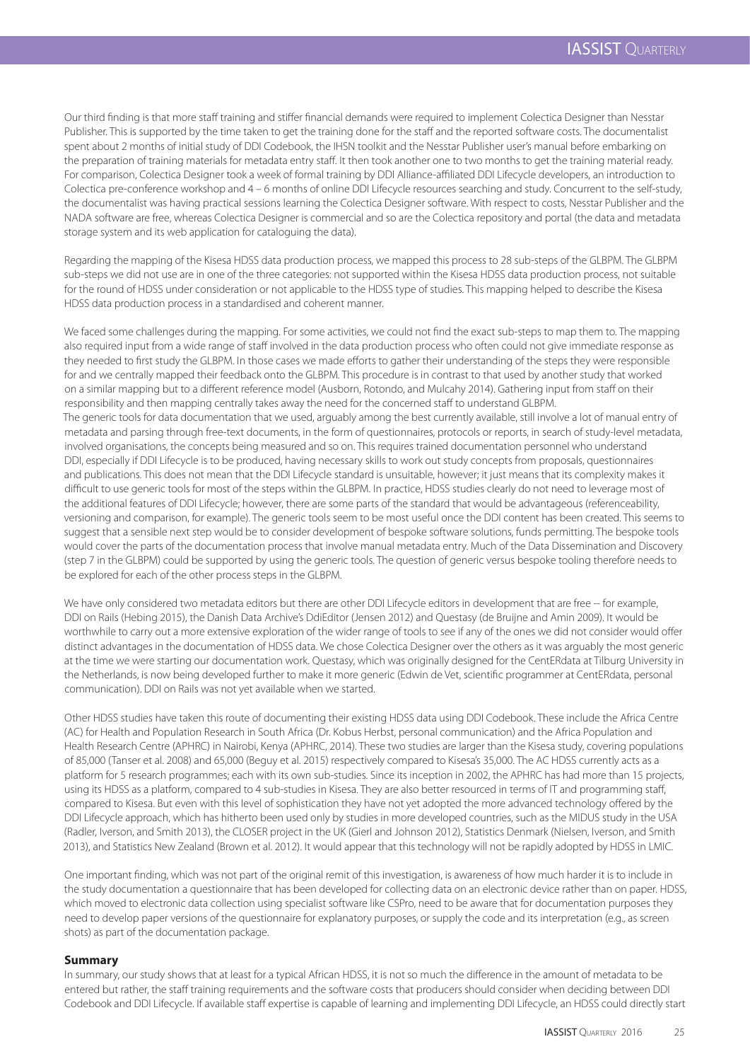Our third finding is that more staff training and stiffer financial demands were required to implement Colectica Designer than Nesstar Publisher. This is supported by the time taken to get the training done for the staff and the reported software costs. The documentalist spent about 2 months of initial study of DDI Codebook, the IHSN toolkit and the Nesstar Publisher user's manual before embarking on the preparation of training materials for metadata entry staff. It then took another one to two months to get the training material ready. For comparison, Colectica Designer took a week of formal training by DDI Alliance-affiliated DDI Lifecycle developers, an introduction to Colectica pre-conference workshop and 4 – 6 months of online DDI Lifecycle resources searching and study. Concurrent to the self-study, the documentalist was having practical sessions learning the Colectica Designer software. With respect to costs, Nesstar Publisher and the NADA software are free, whereas Colectica Designer is commercial and so are the Colectica repository and portal (the data and metadata storage system and its web application for cataloguing the data).

Regarding the mapping of the Kisesa HDSS data production process, we mapped this process to 28 sub-steps of the GLBPM. The GLBPM sub-steps we did not use are in one of the three categories: not supported within the Kisesa HDSS data production process, not suitable for the round of HDSS under consideration or not applicable to the HDSS type of studies. This mapping helped to describe the Kisesa HDSS data production process in a standardised and coherent manner.

We faced some challenges during the mapping. For some activities, we could not find the exact sub-steps to map them to. The mapping also required input from a wide range of staff involved in the data production process who often could not give immediate response as they needed to first study the GLBPM. In those cases we made efforts to gather their understanding of the steps they were responsible for and we centrally mapped their feedback onto the GLBPM. This procedure is in contrast to that used by another study that worked on a similar mapping but to a different reference model (Ausborn, Rotondo, and Mulcahy 2014). Gathering input from staff on their responsibility and then mapping centrally takes away the need for the concerned staff to understand GLBPM.

The generic tools for data documentation that we used, arguably among the best currently available, still involve a lot of manual entry of metadata and parsing through free-text documents, in the form of questionnaires, protocols or reports, in search of study-level metadata, involved organisations, the concepts being measured and so on. This requires trained documentation personnel who understand DDI, especially if DDI Lifecycle is to be produced, having necessary skills to work out study concepts from proposals, questionnaires and publications. This does not mean that the DDI Lifecycle standard is unsuitable, however; it just means that its complexity makes it difficult to use generic tools for most of the steps within the GLBPM. In practice, HDSS studies clearly do not need to leverage most of the additional features of DDI Lifecycle; however, there are some parts of the standard that would be advantageous (referenceability, versioning and comparison, for example). The generic tools seem to be most useful once the DDI content has been created. This seems to suggest that a sensible next step would be to consider development of bespoke software solutions, funds permitting. The bespoke tools would cover the parts of the documentation process that involve manual metadata entry. Much of the Data Dissemination and Discovery (step 7 in the GLBPM) could be supported by using the generic tools. The question of generic versus bespoke tooling therefore needs to be explored for each of the other process steps in the GLBPM.

We have only considered two metadata editors but there are other DDI Lifecycle editors in development that are free -- for example, DDI on Rails (Hebing 2015), the Danish Data Archive's DdiEditor (Jensen 2012) and Questasy (de Bruijne and Amin 2009). It would be worthwhile to carry out a more extensive exploration of the wider range of tools to see if any of the ones we did not consider would offer distinct advantages in the documentation of HDSS data. We chose Colectica Designer over the others as it was arguably the most generic at the time we were starting our documentation work. Questasy, which was originally designed for the CentERdata at Tilburg University in the Netherlands, is now being developed further to make it more generic (Edwin de Vet, scientific programmer at CentERdata, personal communication). DDI on Rails was not yet available when we started.

Other HDSS studies have taken this route of documenting their existing HDSS data using DDI Codebook. These include the Africa Centre (AC) for Health and Population Research in South Africa (Dr. Kobus Herbst, personal communication) and the Africa Population and Health Research Centre (APHRC) in Nairobi, Kenya (APHRC, 2014). These two studies are larger than the Kisesa study, covering populations of 85,000 (Tanser et al. 2008) and 65,000 (Beguy et al. 2015) respectively compared to Kisesa's 35,000. The AC HDSS currently acts as a platform for 5 research programmes; each with its own sub-studies. Since its inception in 2002, the APHRC has had more than 15 projects, using its HDSS as a platform, compared to 4 sub-studies in Kisesa. They are also better resourced in terms of IT and programming staff, compared to Kisesa. But even with this level of sophistication they have not yet adopted the more advanced technology offered by the DDI Lifecycle approach, which has hitherto been used only by studies in more developed countries, such as the MIDUS study in the USA (Radler, Iverson, and Smith 2013), the CLOSER project in the UK (Gierl and Johnson 2012), Statistics Denmark (Nielsen, Iverson, and Smith 2013), and Statistics New Zealand (Brown et al. 2012). It would appear that this technology will not be rapidly adopted by HDSS in LMIC.

One important finding, which was not part of the original remit of this investigation, is awareness of how much harder it is to include in the study documentation a questionnaire that has been developed for collecting data on an electronic device rather than on paper. HDSS, which moved to electronic data collection using specialist software like CSPro, need to be aware that for documentation purposes they need to develop paper versions of the questionnaire for explanatory purposes, or supply the code and its interpretation (e.g., as screen shots) as part of the documentation package.

## Summary

In summary, our study shows that at least for a typical African HDSS, it is not so much the difference in the amount of metadata to be entered but rather, the staff training requirements and the software costs that producers should consider when deciding between DDI Codebook and DDI Lifecycle. If available staff expertise is capable of learning and implementing DDI Lifecycle, an HDSS could directly start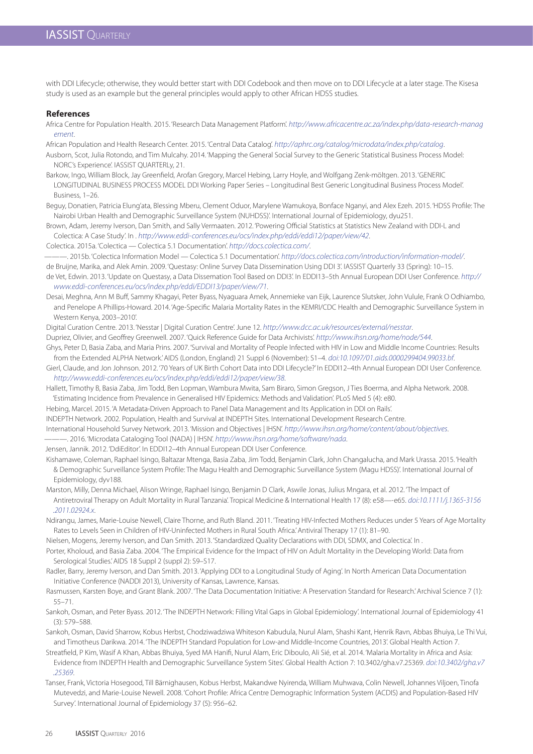with DDI Lifecycle; otherwise, they would better start with DDI Codebook and then move on to DDI Lifecycle at a later stage. The Kisesa study is used as an example but the general principles would apply to other African HDSS studies.

## References

Africa Centre for Population Health. 2015. 'Research Data Management Platform'. *http://www.africacentre.ac.za/index.php/data-research-management*.

African Population and Health Research Center. 2015. 'Central Data Catalog'. *http://aphrc.org/catalog/microdata/index.php/catalog*.

Ausborn, Scot, Julia Rotondo, and Tim Mulcahy. 2014. 'Mapping the General Social Survey to the Generic Statistical Business Process Model: NORC's Experience'. IASSIST QUARTERLy, 21.

Barkow, Ingo, William Block, Jay Greenfield, Arofan Gregory, Marcel Hebing, Larry Hoyle, and Wolfgang Zenk-möltgen. 2013. 'GENERIC LONGITUDINAL BUSINESS PROCESS MODEL DDI Working Paper Series – Longitudinal Best Generic Longitudinal Business Process Model'. Business, 1–26.

Beguy, Donatien, Patricia Elung'ata, Blessing Mberu, Clement Oduor, Marylene Wamukoya, Bonface Nganyi, and Alex Ezeh. 2015. 'HDSS Profile: The Nairobi Urban Health and Demographic Surveillance System (NUHDSS)'. International Journal of Epidemiology, dyu251.

Brown, Adam, Jeremy Iverson, Dan Smith, and Sally Vermaaten. 2012. 'Powering Official Statistics at Statistics New Zealand with DDI-L and Colectica: A Case Study'. In . *http://www.eddi-conferences.eu/ocs/index.php/eddi/eddi12/paper/view/42*.

Colectica. 2015a. 'Colectica — Colectica 5.1 Documentation'. *http://docs.colectica.com/*.

———. 2015b. 'Colectica Information Model — Colectica 5.1 Documentation'. *http://docs.colectica.com/introduction/information-model/*.

de Bruijne, Marika, and Alek Amin. 2009. 'Questasy: Online Survey Data Dissemination Using DDI 3'. IASSIST Quarterly 33 (Spring): 10–15.

de Vet, Edwin. 2013. 'Update on Questasy, a Data Dissemation Tool Based on DDI3'. In EDDI13–5th Annual European DDI User Conference. *http://www.eddi-conferences.eu/ocs/index.php/eddi/EDDI13/paper/view/71*.

Desai, Meghna, Ann M Buff, Sammy Khagayi, Peter Byass, Nyaguara Amek, Annemieke van Eijk, Laurence Slutsker, John Vulule, Frank O Odhiambo, and Penelope A Phillips-Howard. 2014. 'Age-Specific Malaria Mortality Rates in the KEMRI/CDC Health and Demographic Surveillance System in Western Kenya, 2003–2010'.

Digital Curation Centre. 2013. 'Nesstar | Digital Curation Centre'. June 12. *http://www.dcc.ac.uk/resources/external/nesstar*.

Dupriez, Olivier, and Geoffrey Greenwell. 2007. 'Quick Reference Guide for Data Archivists'. *http://www.ihsn.org/home/node/544*.

Ghys, Peter D, Basia Zaba, and Maria Prins. 2007. 'Survival and Mortality of People Infected with HIV in Low and Middle Income Countries: Results from the Extended ALPHA Network.' AIDS (London, England) 21 Suppl 6 (November): S1–4. *doi:10.1097/01.aids.0000299404.99033.bf*.

Gierl, Claude, and Jon Johnson. 2012. '70 Years of UK Birth Cohort Data into DDI Lifecycle?' In EDDI12–4th Annual European DDI User Conference. *http://www.eddi-conferences.eu/ocs/index.php/eddi/eddi12/paper/view/38*.

Hallett, Timothy B, Basia Zaba, Jim Todd, Ben Lopman, Wambura Mwita, Sam Biraro, Simon Gregson, J Ties Boerma, and Alpha Network. 2008. 'Estimating Incidence from Prevalence in Generalised HIV Epidemics: Methods and Validation'. PLoS Med 5 (4): e80.

Hebing, Marcel. 2015. 'A Metadata-Driven Approach to Panel Data Management and Its Application in DDI on Rails'.

INDEPTH Network. 2002. Population, Health and Survival at INDEPTH Sites. International Development Research Centre.

International Household Survey Network. 2013. 'Mission and Objectives | IHSN'. *http://www.ihsn.org/home/content/about/objectives*.

———. 2016. 'Microdata Cataloging Tool (NADA) | IHSN'. *http://www.ihsn.org/home/software/nada*.

Jensen, Jannik. 2012. 'DdiEditor'. In EDDI12–4th Annual European DDI User Conference.

Kishamawe, Coleman, Raphael Isingo, Baltazar Mtenga, Basia Zaba, Jim Todd, Benjamin Clark, John Changalucha, and Mark Urassa. 2015. 'Health & Demographic Surveillance System Profile: The Magu Health and Demographic Surveillance System (Magu HDSS)'. International Journal of Epidemiology, dyv188.

Marston, Milly, Denna Michael, Alison Wringe, Raphael Isingo, Benjamin D Clark, Aswile Jonas, Julius Mngara, et al. 2012. 'The Impact of Antiretroviral Therapy on Adult Mortality in Rural Tanzania'. Tropical Medicine & International Health 17 (8): e58—-e65. *doi:10.1111/j.1365-3156.2011.02924.x*.

Ndirangu, James, Marie-Louise Newell, Claire Thorne, and Ruth Bland. 2011. 'Treating HIV-Infected Mothers Reduces under 5 Years of Age Mortality Rates to Levels Seen in Children of HIV-Uninfected Mothers in Rural South Africa.' Antiviral Therapy 17 (1): 81–90.

Nielsen, Mogens, Jeremy Iverson, and Dan Smith. 2013. 'Standardized Quality Declarations with DDI, SDMX, and Colectica'. In .

Porter, Kholoud, and Basia Zaba. 2004. 'The Empirical Evidence for the Impact of HIV on Adult Mortality in the Developing World: Data from Serological Studies.' AIDS 18 Suppl 2 (suppl 2): S9–S17.

Radler, Barry, Jeremy Iverson, and Dan Smith. 2013. 'Applying DDI to a Longitudinal Study of Aging'. In North American Data Documentation Initiative Conference (NADDI 2013), University of Kansas, Lawrence, Kansas.

Rasmussen, Karsten Boye, and Grant Blank. 2007. 'The Data Documentation Initiative: A Preservation Standard for Research.' Archival Science 7 (1): 55–71.

Sankoh, Osman, and Peter Byass. 2012. 'The INDEPTH Network: Filling Vital Gaps in Global Epidemiology'. International Journal of Epidemiology 41 (3): 579–588.

Sankoh, Osman, David Sharrow, Kobus Herbst, Chodziwadziwa Whiteson Kabudula, Nurul Alam, Shashi Kant, Henrik Ravn, Abbas Bhuiya, Le Thi Vui, and Timotheus Darikwa. 2014. 'The INDEPTH Standard Population for Low-and Middle-Income Countries, 2013'. Global Health Action 7.

Streatfield, P Kim, Wasif A Khan, Abbas Bhuiya, Syed MA Hanifi, Nurul Alam, Eric Diboulo, Ali Sié, et al. 2014. 'Malaria Mortality in Africa and Asia: Evidence from INDEPTH Health and Demographic Surveillance System Sites'. Global Health Action 7: 10.3402/gha.v7.25369. *doi:10.3402/gha.v7.25369*.

Tanser, Frank, Victoria Hosegood, Till Bärnighausen, Kobus Herbst, Makandwe Nyirenda, William Muhwava, Colin Newell, Johannes Viljoen, Tinofa Mutevedzi, and Marie-Louise Newell. 2008. 'Cohort Profile: Africa Centre Demographic Information System (ACDIS) and Population-Based HIV Survey'. International Journal of Epidemiology 37 (5): 956–62.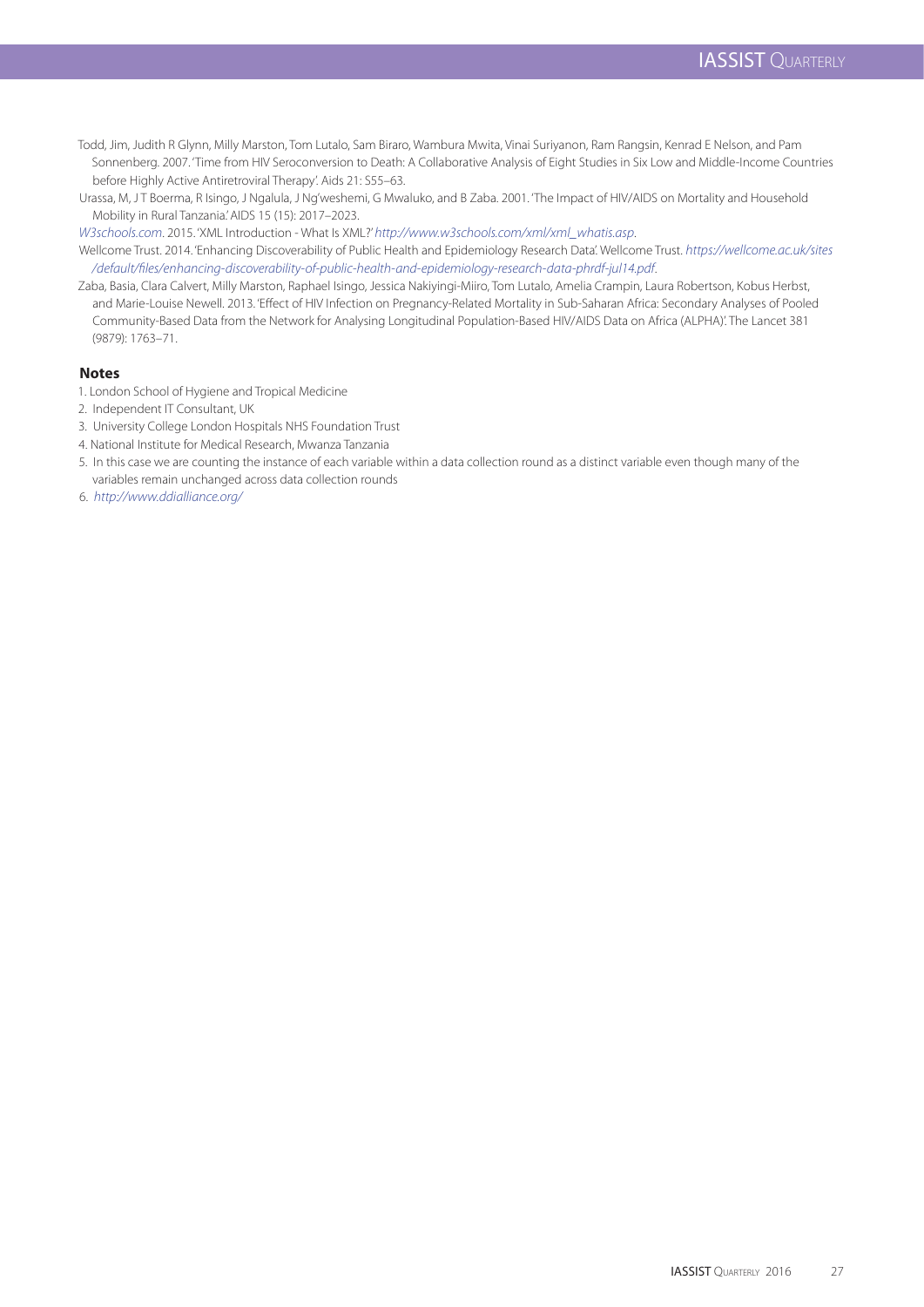Todd, Jim, Judith R Glynn, Milly Marston, Tom Lutalo, Sam Biraro, Wambura Mwita, Vinai Suriyanon, Ram Rangsin, Kenrad E Nelson, and Pam Sonnenberg. 2007. 'Time from HIV Seroconversion to Death: A Collaborative Analysis of Eight Studies in Six Low and Middle-Income Countries before Highly Active Antiretroviral Therapy'. Aids 21: S55–63.

Urassa, M, J T Boerma, R Isingo, J Ngalula, J Ng'weshemi, G Mwaluko, and B Zaba. 2001. 'The Impact of HIV/AIDS on Mortality and Household Mobility in Rural Tanzania.' AIDS 15 (15): 2017–2023.

*W3schools.com*. 2015. 'XML Introduction - What Is XML?' *http://www.w3schools.com/xml/xml_whatis.asp*.

Wellcome Trust. 2014. 'Enhancing Discoverability of Public Health and Epidemiology Research Data'. Wellcome Trust. *https://wellcome.ac.uk/sites/default/files/enhancing-discoverability-of-public-health-and-epidemiology-research-data-phrdf-jul14.pdf*.

Zaba, Basia, Clara Calvert, Milly Marston, Raphael Isingo, Jessica Nakiyingi-Miiro, Tom Lutalo, Amelia Crampin, Laura Robertson, Kobus Herbst, and Marie-Louise Newell. 2013. 'Effect of HIV Infection on Pregnancy-Related Mortality in Sub-Saharan Africa: Secondary Analyses of Pooled Community-Based Data from the Network for Analysing Longitudinal Population-Based HIV/AIDS Data on Africa (ALPHA)'. The Lancet 381 (9879): 1763–71.

## Notes

1. London School of Hygiene and Tropical Medicine
2. Independent IT Consultant, UK
3. University College London Hospitals NHS Foundation Trust
4. National Institute for Medical Research, Mwanza Tanzania
5. In this case we are counting the instance of each variable within a data collection round as a distinct variable even though many of the variables remain unchanged across data collection rounds
6. *http://www.ddialliance.org/*